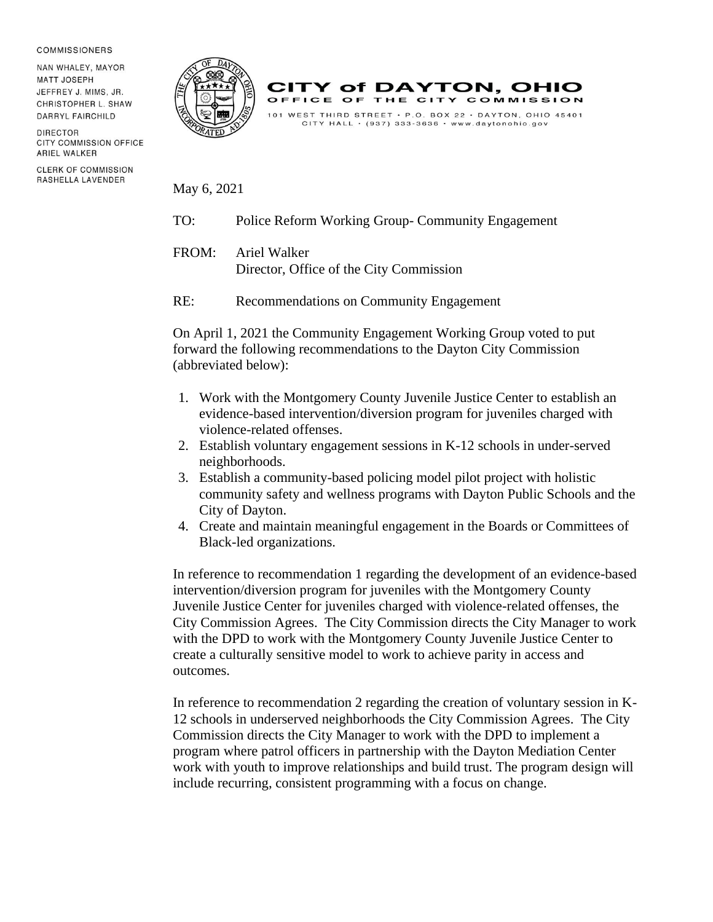COMMISSIONERS

NAN WHALEY, MAYOR
MATT JOSEPH
JEFFREY J. MIMS, JR.
CHRISTOPHER L. SHAW
DARRYL FAIRCHILD

DIRECTOR
CITY COMMISSION OFFICE
ARIEL WALKER

CLERK OF COMMISSION
RASHELLA LAVENDER

# CITY of DAYTON, OHIO

## OFFICE OF THE CITY COMMISSION

101 WEST THIRD STREET • P.O. BOX 22 • DAYTON, OHIO 45401
CITY HALL • (937) 333-3636 • www.daytonohio.gov

May 6, 2021

TO: Police Reform Working Group- Community Engagement

FROM: Ariel Walker
Director, Office of the City Commission

RE: Recommendations on Community Engagement

On April 1, 2021 the Community Engagement Working Group voted to put forward the following recommendations to the Dayton City Commission (abbreviated below):

1. Work with the Montgomery County Juvenile Justice Center to establish an evidence-based intervention/diversion program for juveniles charged with violence-related offenses.
2. Establish voluntary engagement sessions in K-12 schools in under-served neighborhoods.
3. Establish a community-based policing model pilot project with holistic community safety and wellness programs with Dayton Public Schools and the City of Dayton.
4. Create and maintain meaningful engagement in the Boards or Committees of Black-led organizations.

In reference to recommendation 1 regarding the development of an evidence-based intervention/diversion program for juveniles with the Montgomery County Juvenile Justice Center for juveniles charged with violence-related offenses, the City Commission Agrees. The City Commission directs the City Manager to work with the DPD to work with the Montgomery County Juvenile Justice Center to create a culturally sensitive model to work to achieve parity in access and outcomes.

In reference to recommendation 2 regarding the creation of voluntary session in K-12 schools in underserved neighborhoods the City Commission Agrees. The City Commission directs the City Manager to work with the DPD to implement a program where patrol officers in partnership with the Dayton Mediation Center work with youth to improve relationships and build trust. The program design will include recurring, consistent programming with a focus on change.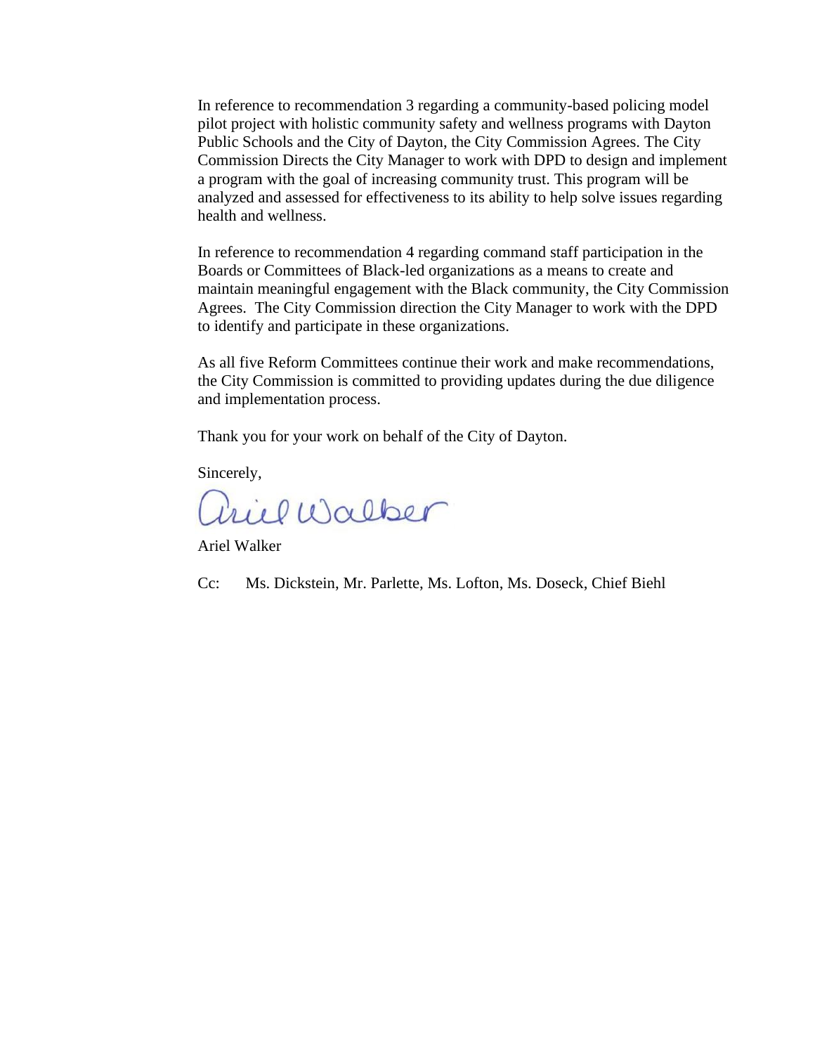In reference to recommendation 3 regarding a community-based policing model pilot project with holistic community safety and wellness programs with Dayton Public Schools and the City of Dayton, the City Commission Agrees. The City Commission Directs the City Manager to work with DPD to design and implement a program with the goal of increasing community trust. This program will be analyzed and assessed for effectiveness to its ability to help solve issues regarding health and wellness.

In reference to recommendation 4 regarding command staff participation in the Boards or Committees of Black-led organizations as a means to create and maintain meaningful engagement with the Black community, the City Commission Agrees. The City Commission direction the City Manager to work with the DPD to identify and participate in these organizations.

As all five Reform Committees continue their work and make recommendations, the City Commission is committed to providing updates during the due diligence and implementation process.

Thank you for your work on behalf of the City of Dayton.

Sincerely,

Ariel Walker

Ariel Walker

Cc: Ms. Dickstein, Mr. Parlette, Ms. Lofton, Ms. Doseck, Chief Biehl